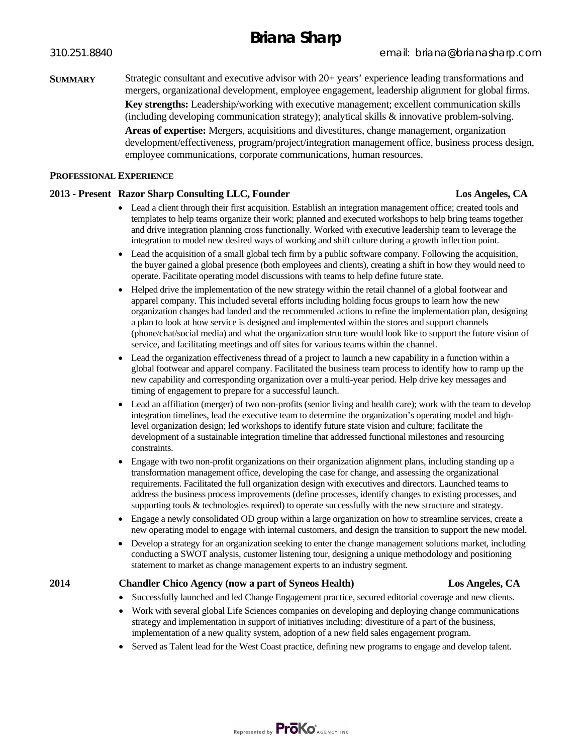# Briana Sharp

310.251.8840 email: briana@brianasharp.com

**SUMMARY**

Strategic consultant and executive advisor with 20+ years' experience leading transformations and mergers, organizational development, employee engagement, leadership alignment for global firms.

**Key strengths:** Leadership/working with executive management; excellent communication skills (including developing communication strategy); analytical skills & innovative problem-solving.

**Areas of expertise:** Mergers, acquisitions and divestitures, change management, organization development/effectiveness, program/project/integration management office, business process design, employee communications, corporate communications, human resources.

## PROFESSIONAL EXPERIENCE

**2013 - Present Razor Sharp Consulting LLC, Founder — Los Angeles, CA**

- Lead a client through their first acquisition. Establish an integration management office; created tools and templates to help teams organize their work; planned and executed workshops to help bring teams together and drive integration planning cross functionally. Worked with executive leadership team to leverage the integration to model new desired ways of working and shift culture during a growth inflection point.
- Lead the acquisition of a small global tech firm by a public software company. Following the acquisition, the buyer gained a global presence (both employees and clients), creating a shift in how they would need to operate. Facilitate operating model discussions with teams to help define future state.
- Helped drive the implementation of the new strategy within the retail channel of a global footwear and apparel company. This included several efforts including holding focus groups to learn how the new organization changes had landed and the recommended actions to refine the implementation plan, designing a plan to look at how service is designed and implemented within the stores and support channels (phone/chat/social media) and what the organization structure would look like to support the future vision of service, and facilitating meetings and off sites for various teams within the channel.
- Lead the organization effectiveness thread of a project to launch a new capability in a function within a global footwear and apparel company. Facilitated the business team process to identify how to ramp up the new capability and corresponding organization over a multi-year period. Help drive key messages and timing of engagement to prepare for a successful launch.
- Lead an affiliation (merger) of two non-profits (senior living and health care); work with the team to develop integration timelines, lead the executive team to determine the organization's operating model and high-level organization design; led workshops to identify future state vision and culture; facilitate the development of a sustainable integration timeline that addressed functional milestones and resourcing constraints.
- Engage with two non-profit organizations on their organization alignment plans, including standing up a transformation management office, developing the case for change, and assessing the organizational requirements. Facilitated the full organization design with executives and directors. Launched teams to address the business process improvements (define processes, identify changes to existing processes, and supporting tools & technologies required) to operate successfully with the new structure and strategy.
- Engage a newly consolidated OD group within a large organization on how to streamline services, create a new operating model to engage with internal customers, and design the transition to support the new model.
- Develop a strategy for an organization seeking to enter the change management solutions market, including conducting a SWOT analysis, customer listening tour, designing a unique methodology and positioning statement to market as change management experts to an industry segment.

**2014 Chandler Chico Agency (now a part of Syneos Health) — Los Angeles, CA**

- Successfully launched and led Change Engagement practice, secured editorial coverage and new clients.
- Work with several global Life Sciences companies on developing and deploying change communications strategy and implementation in support of initiatives including: divestiture of a part of the business, implementation of a new quality system, adoption of a new field sales engagement program.
- Served as Talent lead for the West Coast practice, defining new programs to engage and develop talent.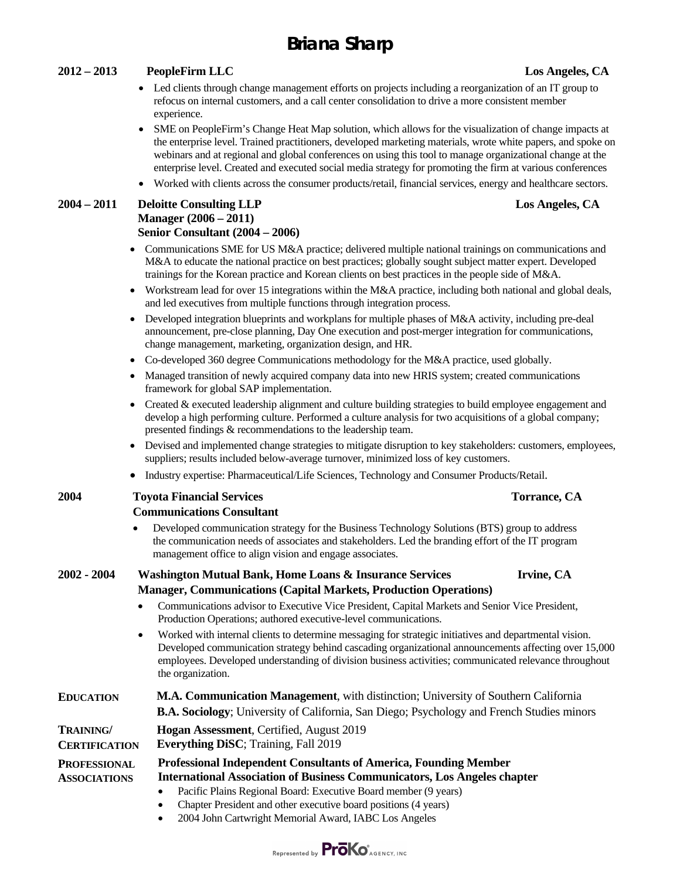**2012 – 2013** **PeopleFirm LLC** **Los Angeles, CA**

- Led clients through change management efforts on projects including a reorganization of an IT group to refocus on internal customers, and a call center consolidation to drive a more consistent member experience.
- SME on PeopleFirm's Change Heat Map solution, which allows for the visualization of change impacts at the enterprise level. Trained practitioners, developed marketing materials, wrote white papers, and spoke on webinars and at regional and global conferences on using this tool to manage organizational change at the enterprise level. Created and executed social media strategy for promoting the firm at various conferences
- Worked with clients across the consumer products/retail, financial services, energy and healthcare sectors.

**2004 – 2011** **Deloitte Consulting LLP** **Los Angeles, CA**
**Manager (2006 – 2011)**
**Senior Consultant (2004 – 2006)**

- Communications SME for US M&A practice; delivered multiple national trainings on communications and M&A to educate the national practice on best practices; globally sought subject matter expert. Developed trainings for the Korean practice and Korean clients on best practices in the people side of M&A.
- Workstream lead for over 15 integrations within the M&A practice, including both national and global deals, and led executives from multiple functions through integration process.
- Developed integration blueprints and workplans for multiple phases of M&A activity, including pre-deal announcement, pre-close planning, Day One execution and post-merger integration for communications, change management, marketing, organization design, and HR.
- Co-developed 360 degree Communications methodology for the M&A practice, used globally.
- Managed transition of newly acquired company data into new HRIS system; created communications framework for global SAP implementation.
- Created & executed leadership alignment and culture building strategies to build employee engagement and develop a high performing culture. Performed a culture analysis for two acquisitions of a global company; presented findings & recommendations to the leadership team.
- Devised and implemented change strategies to mitigate disruption to key stakeholders: customers, employees, suppliers; results included below-average turnover, minimized loss of key customers.
- Industry expertise: Pharmaceutical/Life Sciences, Technology and Consumer Products/Retail.

**2004** **Toyota Financial Services** **Torrance, CA**
**Communications Consultant**

- Developed communication strategy for the Business Technology Solutions (BTS) group to address the communication needs of associates and stakeholders. Led the branding effort of the IT program management office to align vision and engage associates.

**2002 - 2004** **Washington Mutual Bank, Home Loans & Insurance Services** **Irvine, CA**
**Manager, Communications (Capital Markets, Production Operations)**

- Communications advisor to Executive Vice President, Capital Markets and Senior Vice President, Production Operations; authored executive-level communications.
- Worked with internal clients to determine messaging for strategic initiatives and departmental vision. Developed communication strategy behind cascading organizational announcements affecting over 15,000 employees. Developed understanding of division business activities; communicated relevance throughout the organization.

**EDUCATION**

**M.A. Communication Management**, with distinction; University of Southern California
**B.A. Sociology**; University of California, San Diego; Psychology and French Studies minors

**TRAINING/ CERTIFICATION**

**Hogan Assessment**, Certified, August 2019
**Everything DiSC**; Training, Fall 2019

**PROFESSIONAL ASSOCIATIONS**

**Professional Independent Consultants of America, Founding Member**
**International Association of Business Communicators, Los Angeles chapter**

- Pacific Plains Regional Board: Executive Board member (9 years)
- Chapter President and other executive board positions (4 years)
- 2004 John Cartwright Memorial Award, IABC Los Angeles